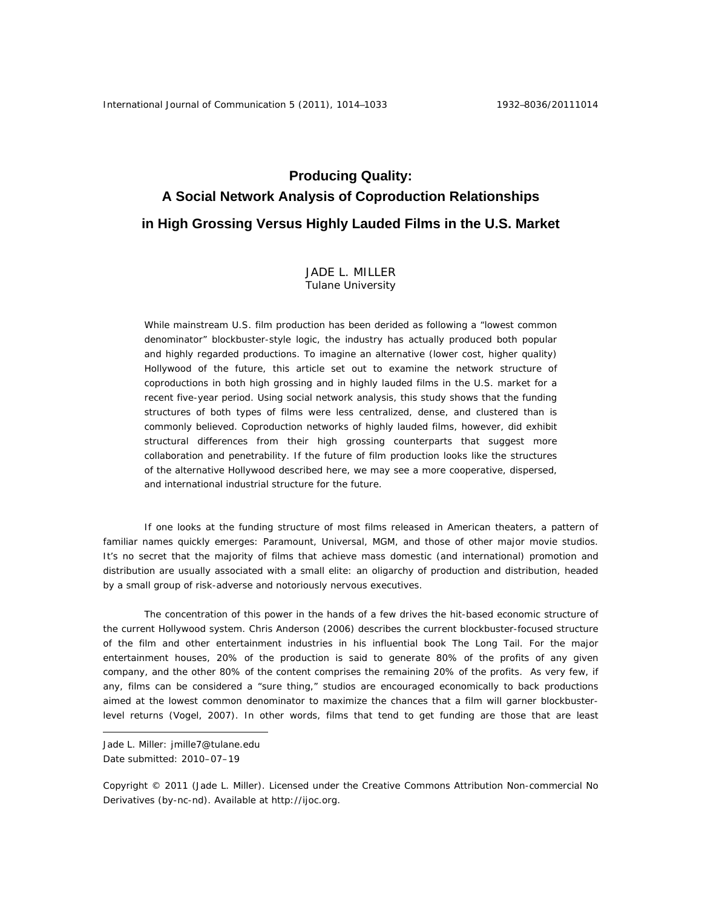# Producing Quality:
# A Social Network Analysis of Coproduction Relationships in High Grossing Versus Highly Lauded Films in the U.S. Market

JADE L. MILLER
Tulane University

While mainstream U.S. film production has been derided as following a "lowest common denominator" blockbuster-style logic, the industry has actually produced both popular and highly regarded productions. To imagine an alternative (lower cost, higher quality) Hollywood of the future, this article set out to examine the network structure of coproductions in both high grossing and in highly lauded films in the U.S. market for a recent five-year period. Using social network analysis, this study shows that the funding structures of both types of films were less centralized, dense, and clustered than is commonly believed. Coproduction networks of highly lauded films, however, did exhibit structural differences from their high grossing counterparts that suggest more collaboration and penetrability. If the future of film production looks like the structures of the alternative Hollywood described here, we may see a more cooperative, dispersed, and international industrial structure for the future.

If one looks at the funding structure of most films released in American theaters, a pattern of familiar names quickly emerges: Paramount, Universal, MGM, and those of other major movie studios. It's no secret that the majority of films that achieve mass domestic (and international) promotion and distribution are usually associated with a small elite: an oligarchy of production and distribution, headed by a small group of risk-adverse and notoriously nervous executives.

The concentration of this power in the hands of a few drives the hit-based economic structure of the current Hollywood system. Chris Anderson (2006) describes the current blockbuster-focused structure of the film and other entertainment industries in his influential book The Long Tail. For the major entertainment houses, 20% of the production is said to generate 80% of the profits of any given company, and the other 80% of the content comprises the remaining 20% of the profits. As very few, if any, films can be considered a "sure thing," studios are encouraged economically to back productions aimed at the lowest common denominator to maximize the chances that a film will garner blockbuster-level returns (Vogel, 2007). In other words, films that tend to get funding are those that are least

Jade L. Miller: jmille7@tulane.edu
Date submitted: 2010–07–19

Copyright © 2011 (Jade L. Miller). Licensed under the Creative Commons Attribution Non-commercial No Derivatives (by-nc-nd). Available at http://ijoc.org.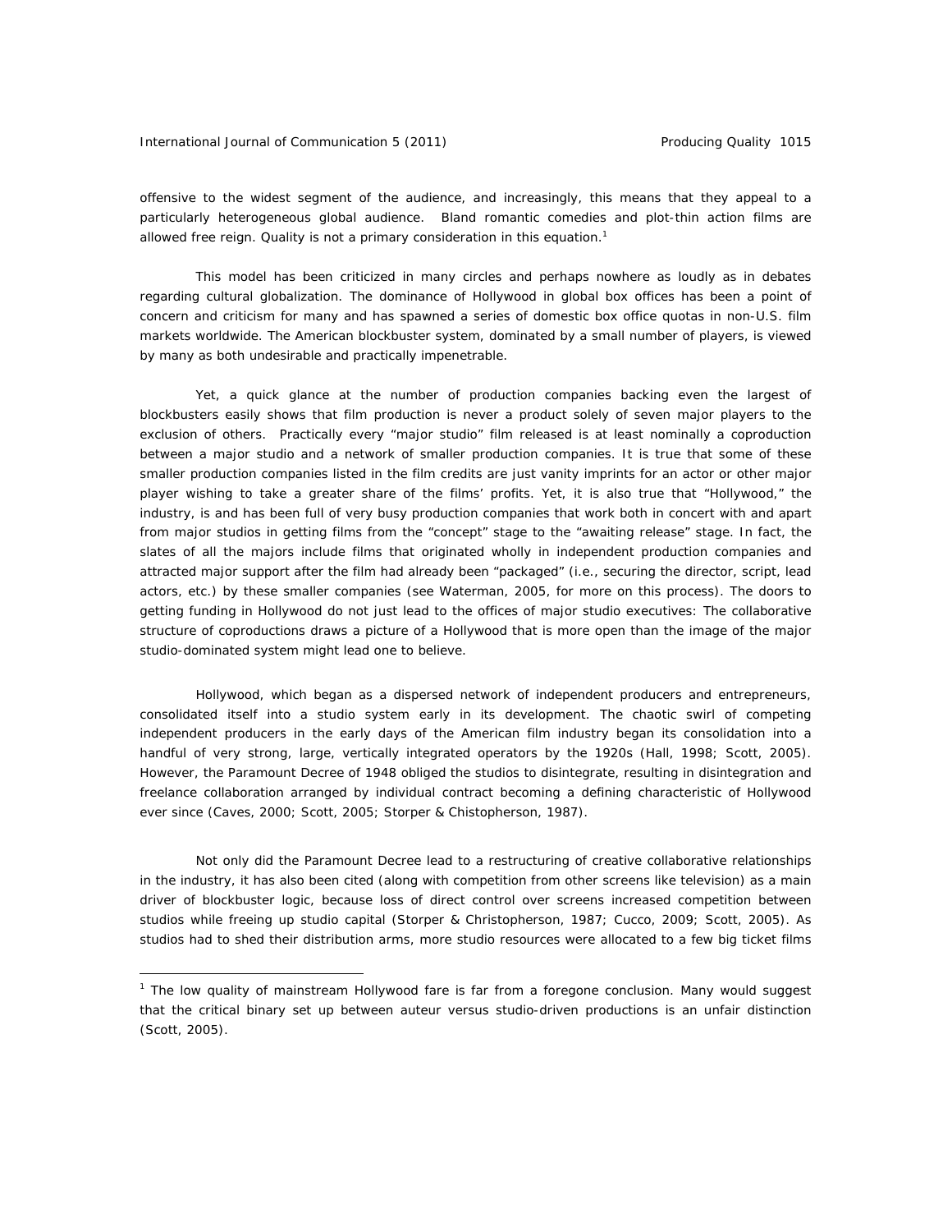offensive to the widest segment of the audience, and increasingly, this means that they appeal to a particularly heterogeneous global audience. Bland romantic comedies and plot-thin action films are allowed free reign. Quality is not a primary consideration in this equation.[1]

This model has been criticized in many circles and perhaps nowhere as loudly as in debates regarding cultural globalization. The dominance of Hollywood in global box offices has been a point of concern and criticism for many and has spawned a series of domestic box office quotas in non-U.S. film markets worldwide. The American blockbuster system, dominated by a small number of players, is viewed by many as both undesirable and practically impenetrable.

Yet, a quick glance at the number of production companies backing even the largest of blockbusters easily shows that film production is never a product solely of seven major players to the exclusion of others. Practically every "major studio" film released is at least nominally a coproduction between a major studio and a network of smaller production companies. It is true that some of these smaller production companies listed in the film credits are just vanity imprints for an actor or other major player wishing to take a greater share of the films' profits. Yet, it is also true that "Hollywood," the industry, is and has been full of very busy production companies that work both in concert with and apart from major studios in getting films from the "concept" stage to the "awaiting release" stage. In fact, the slates of all the majors include films that originated wholly in independent production companies and attracted major support after the film had already been "packaged" (i.e., securing the director, script, lead actors, etc.) by these smaller companies (see Waterman, 2005, for more on this process). The doors to getting funding in Hollywood do not just lead to the offices of major studio executives: The collaborative structure of coproductions draws a picture of a Hollywood that is more open than the image of the major studio-dominated system might lead one to believe.

Hollywood, which began as a dispersed network of independent producers and entrepreneurs, consolidated itself into a studio system early in its development. The chaotic swirl of competing independent producers in the early days of the American film industry began its consolidation into a handful of very strong, large, vertically integrated operators by the 1920s (Hall, 1998; Scott, 2005). However, the Paramount Decree of 1948 obliged the studios to disintegrate, resulting in disintegration and freelance collaboration arranged by individual contract becoming a defining characteristic of Hollywood ever since (Caves, 2000; Scott, 2005; Storper & Chistopherson, 1987).

Not only did the Paramount Decree lead to a restructuring of creative collaborative relationships in the industry, it has also been cited (along with competition from other screens like television) as a main driver of blockbuster logic, because loss of direct control over screens increased competition between studios while freeing up studio capital (Storper & Christopherson, 1987; Cucco, 2009; Scott, 2005). As studios had to shed their distribution arms, more studio resources were allocated to a few big ticket films

[1] The low quality of mainstream Hollywood fare is far from a foregone conclusion. Many would suggest that the critical binary set up between auteur versus studio-driven productions is an unfair distinction (Scott, 2005).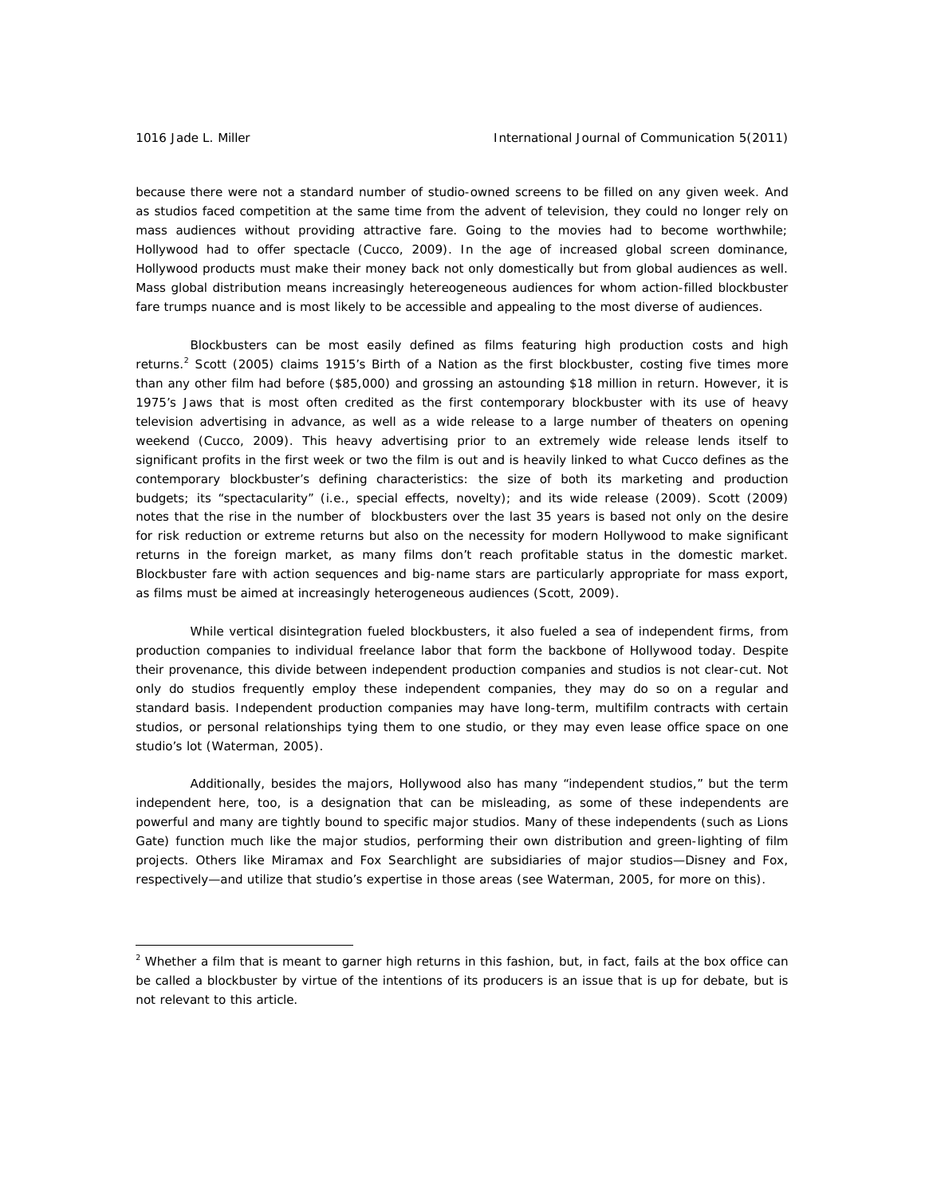because there were not a standard number of studio-owned screens to be filled on any given week. And as studios faced competition at the same time from the advent of television, they could no longer rely on mass audiences without providing attractive fare. Going to the movies had to become worthwhile; Hollywood had to offer spectacle (Cucco, 2009). In the age of increased global screen dominance, Hollywood products must make their money back not only domestically but from global audiences as well. Mass global distribution means increasingly hetereogeneous audiences for whom action-filled blockbuster fare trumps nuance and is most likely to be accessible and appealing to the most diverse of audiences.

Blockbusters can be most easily defined as films featuring high production costs and high returns.[2] Scott (2005) claims 1915's *Birth of a Nation* as the first blockbuster, costing five times more than any other film had before ($85,000) and grossing an astounding $18 million in return. However, it is 1975's *Jaws* that is most often credited as the first contemporary blockbuster with its use of heavy television advertising in advance, as well as a wide release to a large number of theaters on opening weekend (Cucco, 2009). This heavy advertising prior to an extremely wide release lends itself to significant profits in the first week or two the film is out and is heavily linked to what Cucco defines as the contemporary blockbuster's defining characteristics: the size of both its marketing and production budgets; its "spectacularity" (i.e., special effects, novelty); and its wide release (2009). Scott (2009) notes that the rise in the number of blockbusters over the last 35 years is based not only on the desire for risk reduction or extreme returns but also on the necessity for modern Hollywood to make significant returns in the foreign market, as many films don't reach profitable status in the domestic market. Blockbuster fare with action sequences and big-name stars are particularly appropriate for mass export, as films must be aimed at increasingly heterogeneous audiences (Scott, 2009).

While vertical disintegration fueled blockbusters, it also fueled a sea of independent firms, from production companies to individual freelance labor that form the backbone of Hollywood today. Despite their provenance, this divide between independent production companies and studios is not clear-cut. Not only do studios frequently employ these independent companies, they may do so on a regular and standard basis. Independent production companies may have long-term, multifilm contracts with certain studios, or personal relationships tying them to one studio, or they may even lease office space on one studio's lot (Waterman, 2005).

Additionally, besides the majors, Hollywood also has many "independent studios," but the term independent here, too, is a designation that can be misleading, as some of these independents are powerful and many are tightly bound to specific major studios. Many of these independents (such as Lions Gate) function much like the major studios, performing their own distribution and green-lighting of film projects. Others like Miramax and Fox Searchlight are subsidiaries of major studios—Disney and Fox, respectively—and utilize that studio's expertise in those areas (see Waterman, 2005, for more on this).

---

[2] Whether a film that is meant to garner high returns in this fashion, but, in fact, fails at the box office can be called a blockbuster by virtue of the intentions of its producers is an issue that is up for debate, but is not relevant to this article.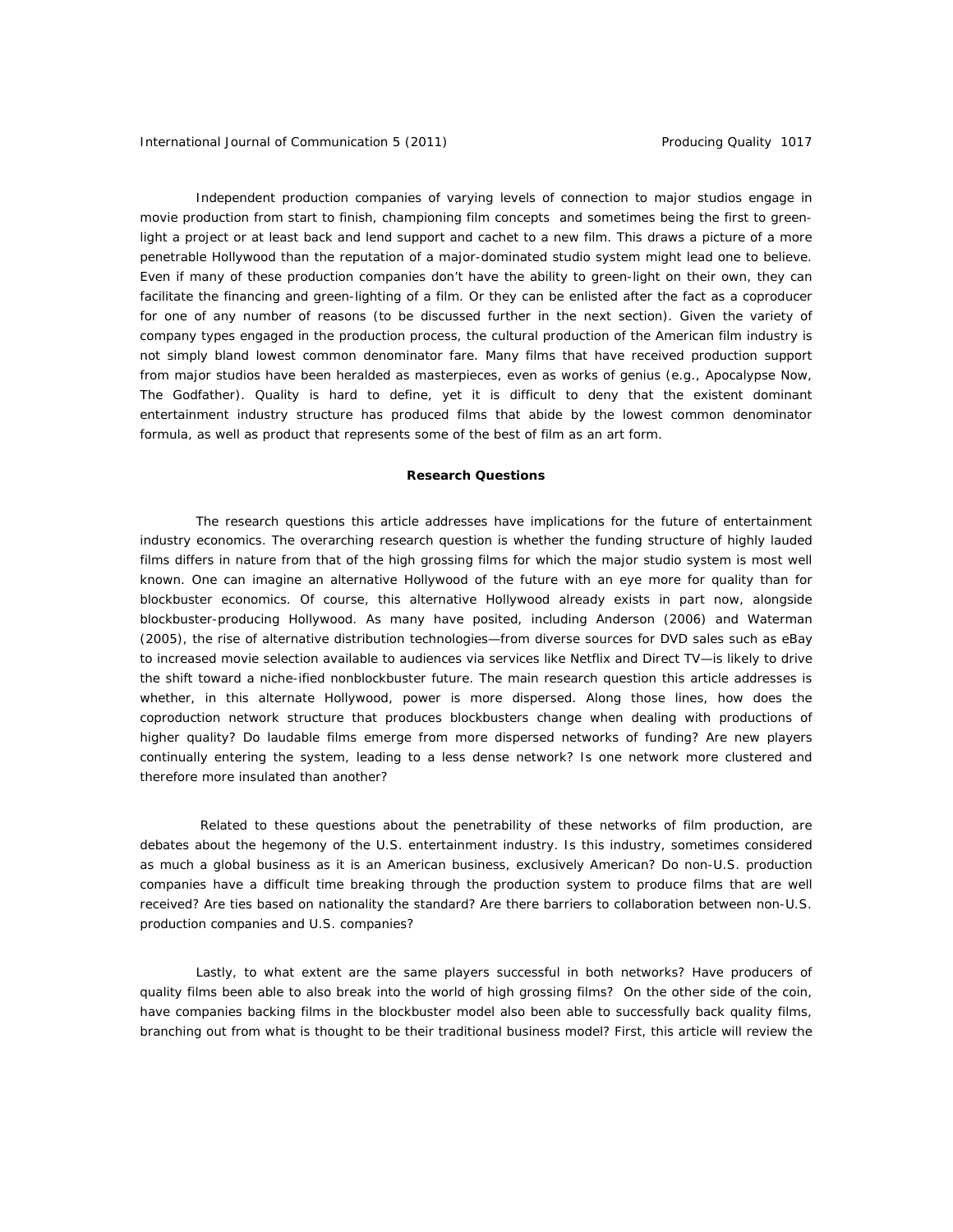Independent production companies of varying levels of connection to major studios engage in movie production from start to finish, championing film concepts and sometimes being the first to green-light a project or at least back and lend support and cachet to a new film. This draws a picture of a more penetrable Hollywood than the reputation of a major-dominated studio system might lead one to believe. Even if many of these production companies don't have the ability to green-light on their own, they can facilitate the financing and green-lighting of a film. Or they can be enlisted after the fact as a coproducer for one of any number of reasons (to be discussed further in the next section). Given the variety of company types engaged in the production process, the cultural production of the American film industry is not simply bland lowest common denominator fare. Many films that have received production support from major studios have been heralded as masterpieces, even as works of genius (e.g., *Apocalypse Now*, *The Godfather*). Quality is hard to define, yet it is difficult to deny that the existent dominant entertainment industry structure has produced films that abide by the lowest common denominator formula, as well as product that represents some of the best of film as an art form.

## Research Questions

The research questions this article addresses have implications for the future of entertainment industry economics. The overarching research question is whether the funding structure of highly lauded films differs in nature from that of the high grossing films for which the major studio system is most well known. One can imagine an alternative Hollywood of the future with an eye more for quality than for blockbuster economics. Of course, this alternative Hollywood already exists in part now, alongside blockbuster-producing Hollywood. As many have posited, including Anderson (2006) and Waterman (2005), the rise of alternative distribution technologies—from diverse sources for DVD sales such as eBay to increased movie selection available to audiences via services like Netflix and Direct TV—is likely to drive the shift toward a niche-ified nonblockbuster future. The main research question this article addresses is whether, in this alternate Hollywood, power is more dispersed. Along those lines, how does the coproduction network structure that produces blockbusters change when dealing with productions of higher quality? Do laudable films emerge from more dispersed networks of funding? Are new players continually entering the system, leading to a less dense network? Is one network more clustered and therefore more insulated than another?

Related to these questions about the penetrability of these networks of film production, are debates about the hegemony of the U.S. entertainment industry. Is this industry, sometimes considered as much a global business as it is an American business, exclusively American? Do non-U.S. production companies have a difficult time breaking through the production system to produce films that are well received? Are ties based on nationality the standard? Are there barriers to collaboration between non-U.S. production companies and U.S. companies?

Lastly, to what extent are the same players successful in both networks? Have producers of quality films been able to also break into the world of high grossing films? On the other side of the coin, have companies backing films in the blockbuster model also been able to successfully back quality films, branching out from what is thought to be their traditional business model? First, this article will review the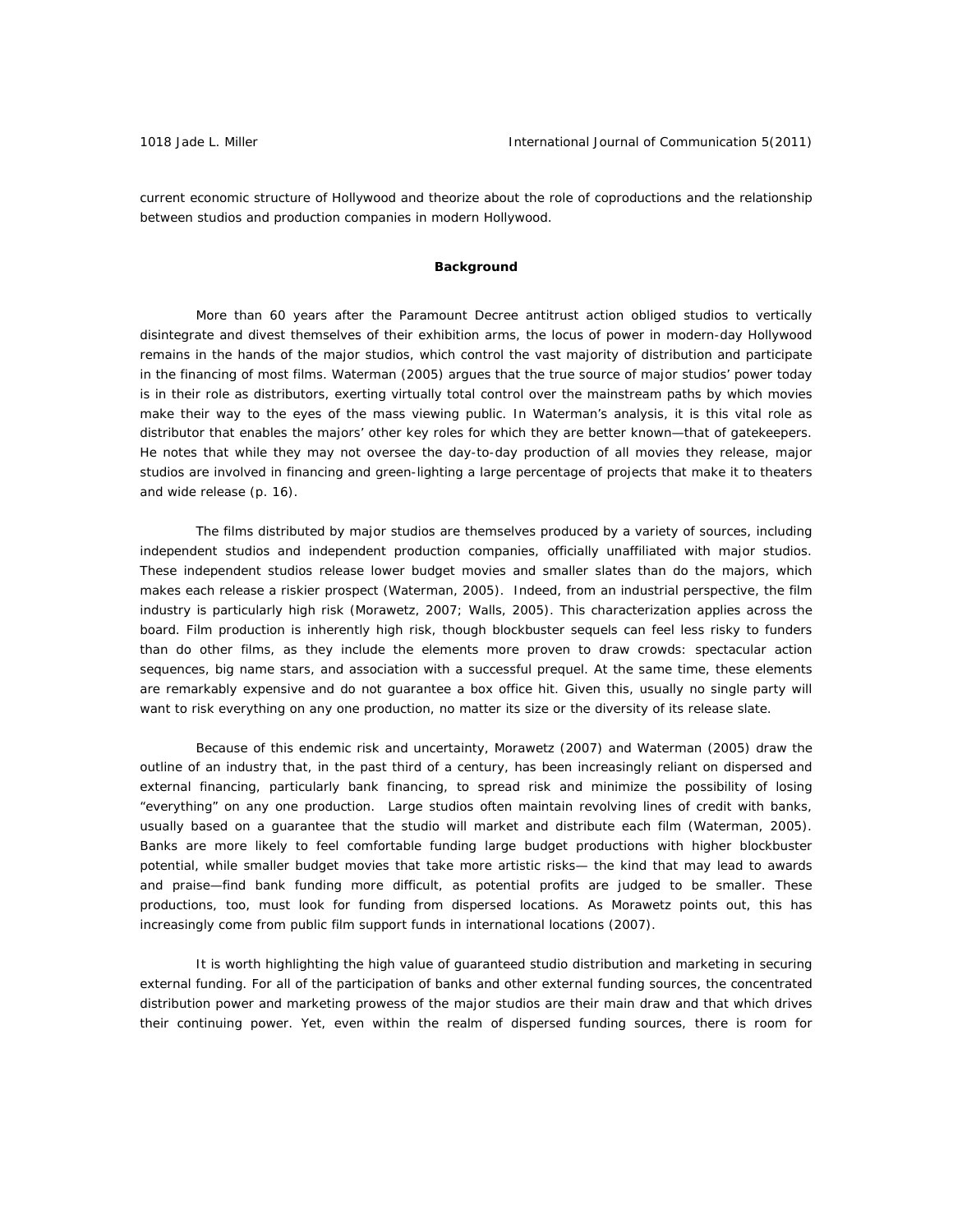current economic structure of Hollywood and theorize about the role of coproductions and the relationship between studios and production companies in modern Hollywood.

## Background

More than 60 years after the Paramount Decree antitrust action obliged studios to vertically disintegrate and divest themselves of their exhibition arms, the locus of power in modern-day Hollywood remains in the hands of the major studios, which control the vast majority of distribution and participate in the financing of most films. Waterman (2005) argues that the true source of major studios' power today is in their role as distributors, exerting virtually total control over the mainstream paths by which movies make their way to the eyes of the mass viewing public. In Waterman's analysis, it is this vital role as distributor that enables the majors' other key roles for which they are better known—that of gatekeepers. He notes that while they may not oversee the day-to-day production of all movies they release, major studios are involved in financing and green-lighting a large percentage of projects that make it to theaters and wide release (p. 16).

The films distributed by major studios are themselves produced by a variety of sources, including independent studios and independent production companies, officially unaffiliated with major studios. These independent studios release lower budget movies and smaller slates than do the majors, which makes each release a riskier prospect (Waterman, 2005). Indeed, from an industrial perspective, the film industry is particularly high risk (Morawetz, 2007; Walls, 2005). This characterization applies across the board. Film production is inherently high risk, though blockbuster sequels can feel less risky to funders than do other films, as they include the elements more proven to draw crowds: spectacular action sequences, big name stars, and association with a successful prequel. At the same time, these elements are remarkably expensive and do not guarantee a box office hit. Given this, usually no single party will want to risk everything on any one production, no matter its size or the diversity of its release slate.

Because of this endemic risk and uncertainty, Morawetz (2007) and Waterman (2005) draw the outline of an industry that, in the past third of a century, has been increasingly reliant on dispersed and external financing, particularly bank financing, to spread risk and minimize the possibility of losing "everything" on any one production. Large studios often maintain revolving lines of credit with banks, usually based on a guarantee that the studio will market and distribute each film (Waterman, 2005). Banks are more likely to feel comfortable funding large budget productions with higher blockbuster potential, while smaller budget movies that take more artistic risks— the kind that may lead to awards and praise—find bank funding more difficult, as potential profits are judged to be smaller. These productions, too, must look for funding from dispersed locations. As Morawetz points out, this has increasingly come from public film support funds in international locations (2007).

It is worth highlighting the high value of guaranteed studio distribution and marketing in securing external funding. For all of the participation of banks and other external funding sources, the concentrated distribution power and marketing prowess of the major studios are their main draw and that which drives their continuing power. Yet, even within the realm of dispersed funding sources, there is room for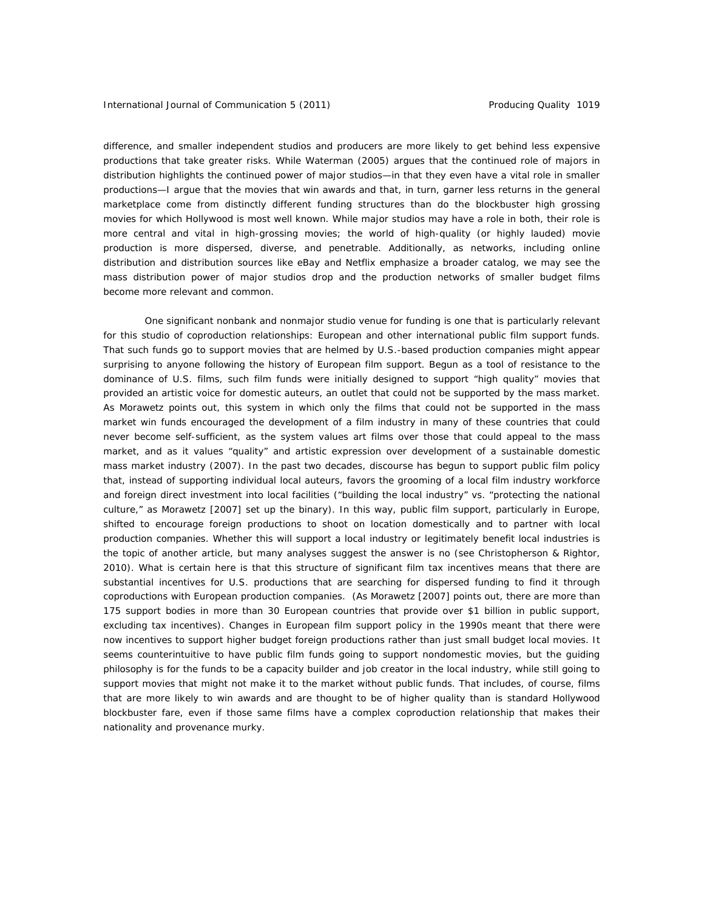difference, and smaller independent studios and producers are more likely to get behind less expensive productions that take greater risks. While Waterman (2005) argues that the continued role of majors in distribution highlights the continued power of major studios—in that they even have a vital role in smaller productions—I argue that the movies that win awards and that, in turn, garner less returns in the general marketplace come from distinctly different funding structures than do the blockbuster high grossing movies for which Hollywood is most well known. While major studios may have a role in both, their role is more central and vital in high-grossing movies; the world of high-quality (or highly lauded) movie production is more dispersed, diverse, and penetrable. Additionally, as networks, including online distribution and distribution sources like eBay and Netflix emphasize a broader catalog, we may see the mass distribution power of major studios drop and the production networks of smaller budget films become more relevant and common.

One significant nonbank and nonmajor studio venue for funding is one that is particularly relevant for this studio of coproduction relationships: European and other international public film support funds. That such funds go to support movies that are helmed by U.S.-based production companies might appear surprising to anyone following the history of European film support. Begun as a tool of resistance to the dominance of U.S. films, such film funds were initially designed to support "high quality" movies that provided an artistic voice for domestic auteurs, an outlet that could not be supported by the mass market. As Morawetz points out, this system in which only the films that could not be supported in the mass market win funds encouraged the development of a film industry in many of these countries that could never become self-sufficient, as the system values art films over those that could appeal to the mass market, and as it values "quality" and artistic expression over development of a sustainable domestic mass market industry (2007). In the past two decades, discourse has begun to support public film policy that, instead of supporting individual local auteurs, favors the grooming of a local film industry workforce and foreign direct investment into local facilities ("building the local industry" vs. "protecting the national culture," as Morawetz [2007] set up the binary). In this way, public film support, particularly in Europe, shifted to encourage foreign productions to shoot on location domestically and to partner with local production companies. Whether this will support a local industry or legitimately benefit local industries is the topic of another article, but many analyses suggest the answer is no (see Christopherson & Rightor, 2010). What is certain here is that this structure of significant film tax incentives means that there are substantial incentives for U.S. productions that are searching for dispersed funding to find it through coproductions with European production companies. (As Morawetz [2007] points out, there are more than 175 support bodies in more than 30 European countries that provide over $1 billion in public support, excluding tax incentives). Changes in European film support policy in the 1990s meant that there were now incentives to support higher budget foreign productions rather than just small budget local movies. It seems counterintuitive to have public film funds going to support nondomestic movies, but the guiding philosophy is for the funds to be a capacity builder and job creator in the local industry, while still going to support movies that might not make it to the market without public funds. That includes, of course, films that are more likely to win awards and are thought to be of higher quality than is standard Hollywood blockbuster fare, even if those same films have a complex coproduction relationship that makes their nationality and provenance murky.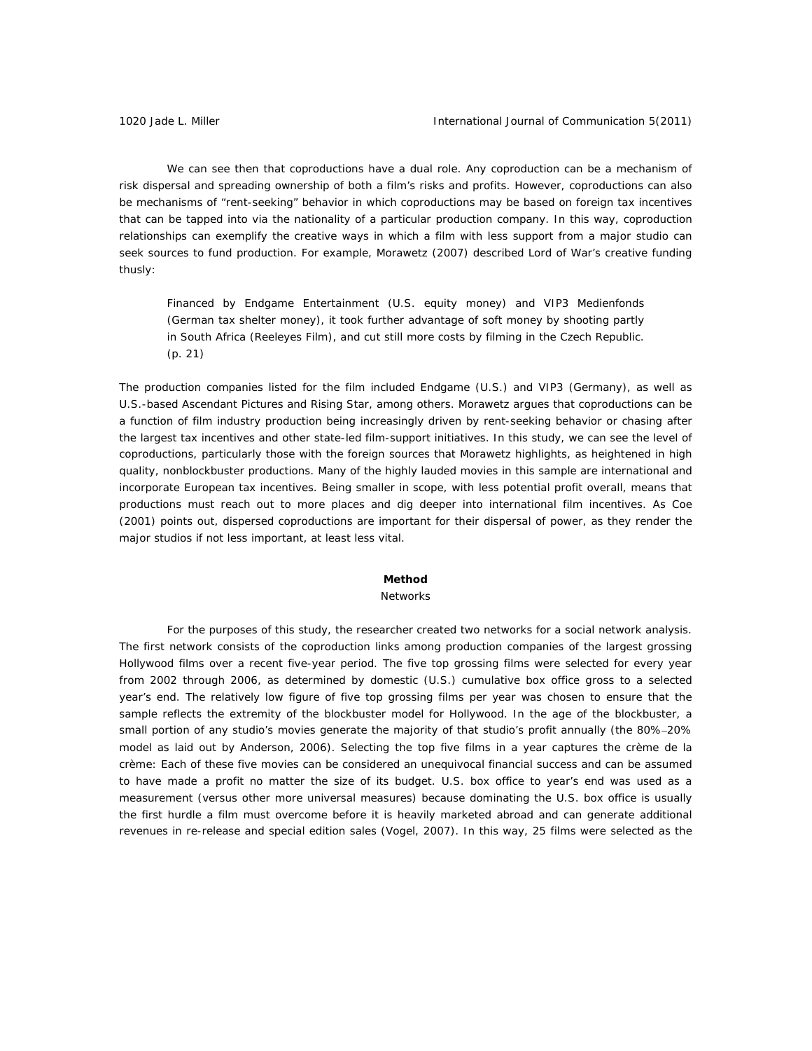We can see then that coproductions have a dual role. Any coproduction can be a mechanism of risk dispersal and spreading ownership of both a film's risks and profits. However, coproductions can also be mechanisms of "rent-seeking" behavior in which coproductions may be based on foreign tax incentives that can be tapped into via the nationality of a particular production company. In this way, coproduction relationships can exemplify the creative ways in which a film with less support from a major studio can seek sources to fund production. For example, Morawetz (2007) described *Lord of War*'s creative funding thusly:

> Financed by Endgame Entertainment (U.S. equity money) and VIP3 Medienfonds (German tax shelter money), it took further advantage of soft money by shooting partly in South Africa (Reeleyes Film), and cut still more costs by filming in the Czech Republic. (p. 21)

The production companies listed for the film included Endgame (U.S.) and VIP3 (Germany), as well as U.S.-based Ascendant Pictures and Rising Star, among others. Morawetz argues that coproductions can be a function of film industry production being increasingly driven by rent-seeking behavior or chasing after the largest tax incentives and other state-led film-support initiatives. In this study, we can see the level of coproductions, particularly those with the foreign sources that Morawetz highlights, as heightened in high quality, nonblockbuster productions. Many of the highly lauded movies in this sample are international and incorporate European tax incentives. Being smaller in scope, with less potential profit overall, means that productions must reach out to more places and dig deeper into international film incentives. As Coe (2001) points out, dispersed coproductions are important for their dispersal of power, as they render the major studios if not less important, at least less vital.

## Method

### Networks

For the purposes of this study, the researcher created two networks for a social network analysis. The first network consists of the coproduction links among production companies of the largest grossing Hollywood films over a recent five-year period. The five top grossing films were selected for every year from 2002 through 2006, as determined by domestic (U.S.) cumulative box office gross to a selected year's end. The relatively low figure of five top grossing films per year was chosen to ensure that the sample reflects the extremity of the blockbuster model for Hollywood. In the age of the blockbuster, a small portion of any studio's movies generate the majority of that studio's profit annually (the 80%–20% model as laid out by Anderson, 2006). Selecting the top five films in a year captures the crème de la crème: Each of these five movies can be considered an unequivocal financial success and can be assumed to have made a profit no matter the size of its budget. U.S. box office to year's end was used as a measurement (versus other more universal measures) because dominating the U.S. box office is usually the first hurdle a film must overcome before it is heavily marketed abroad and can generate additional revenues in re-release and special edition sales (Vogel, 2007). In this way, 25 films were selected as the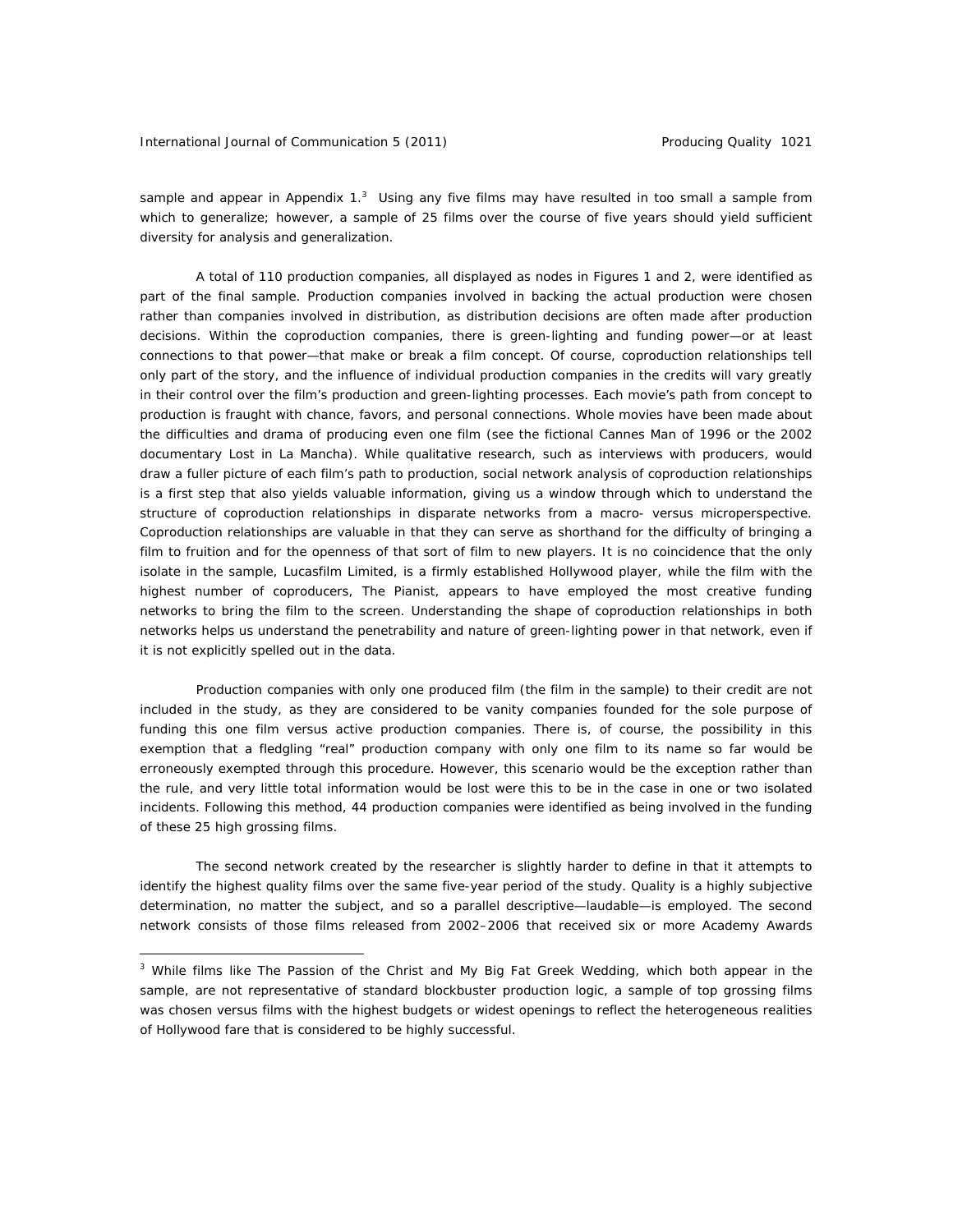sample and appear in Appendix 1.[3] Using any five films may have resulted in too small a sample from which to generalize; however, a sample of 25 films over the course of five years should yield sufficient diversity for analysis and generalization.

A total of 110 production companies, all displayed as nodes in Figures 1 and 2, were identified as part of the final sample. Production companies involved in backing the actual production were chosen rather than companies involved in distribution, as distribution decisions are often made after production decisions. Within the coproduction companies, there is green-lighting and funding power—or at least connections to that power—that make or break a film concept. Of course, coproduction relationships tell only part of the story, and the influence of individual production companies in the credits will vary greatly in their control over the film's production and green-lighting processes. Each movie's path from concept to production is fraught with chance, favors, and personal connections. Whole movies have been made about the difficulties and drama of producing even one film (see the fictional Cannes Man of 1996 or the 2002 documentary Lost in La Mancha). While qualitative research, such as interviews with producers, would draw a fuller picture of each film's path to production, social network analysis of coproduction relationships is a first step that also yields valuable information, giving us a window through which to understand the structure of coproduction relationships in disparate networks from a macro- versus microperspective. Coproduction relationships are valuable in that they can serve as shorthand for the difficulty of bringing a film to fruition and for the openness of that sort of film to new players. It is no coincidence that the only isolate in the sample, Lucasfilm Limited, is a firmly established Hollywood player, while the film with the highest number of coproducers, The Pianist, appears to have employed the most creative funding networks to bring the film to the screen. Understanding the shape of coproduction relationships in both networks helps us understand the penetrability and nature of green-lighting power in that network, even if it is not explicitly spelled out in the data.

Production companies with only one produced film (the film in the sample) to their credit are not included in the study, as they are considered to be vanity companies founded for the sole purpose of funding this one film versus active production companies. There is, of course, the possibility in this exemption that a fledgling "real" production company with only one film to its name so far would be erroneously exempted through this procedure. However, this scenario would be the exception rather than the rule, and very little total information would be lost were this to be in the case in one or two isolated incidents. Following this method, 44 production companies were identified as being involved in the funding of these 25 high grossing films.

The second network created by the researcher is slightly harder to define in that it attempts to identify the highest quality films over the same five-year period of the study. Quality is a highly subjective determination, no matter the subject, and so a parallel descriptive—laudable—is employed. The second network consists of those films released from 2002–2006 that received six or more Academy Awards

[3] While films like The Passion of the Christ and My Big Fat Greek Wedding, which both appear in the sample, are not representative of standard blockbuster production logic, a sample of top grossing films was chosen versus films with the highest budgets or widest openings to reflect the heterogeneous realities of Hollywood fare that is considered to be highly successful.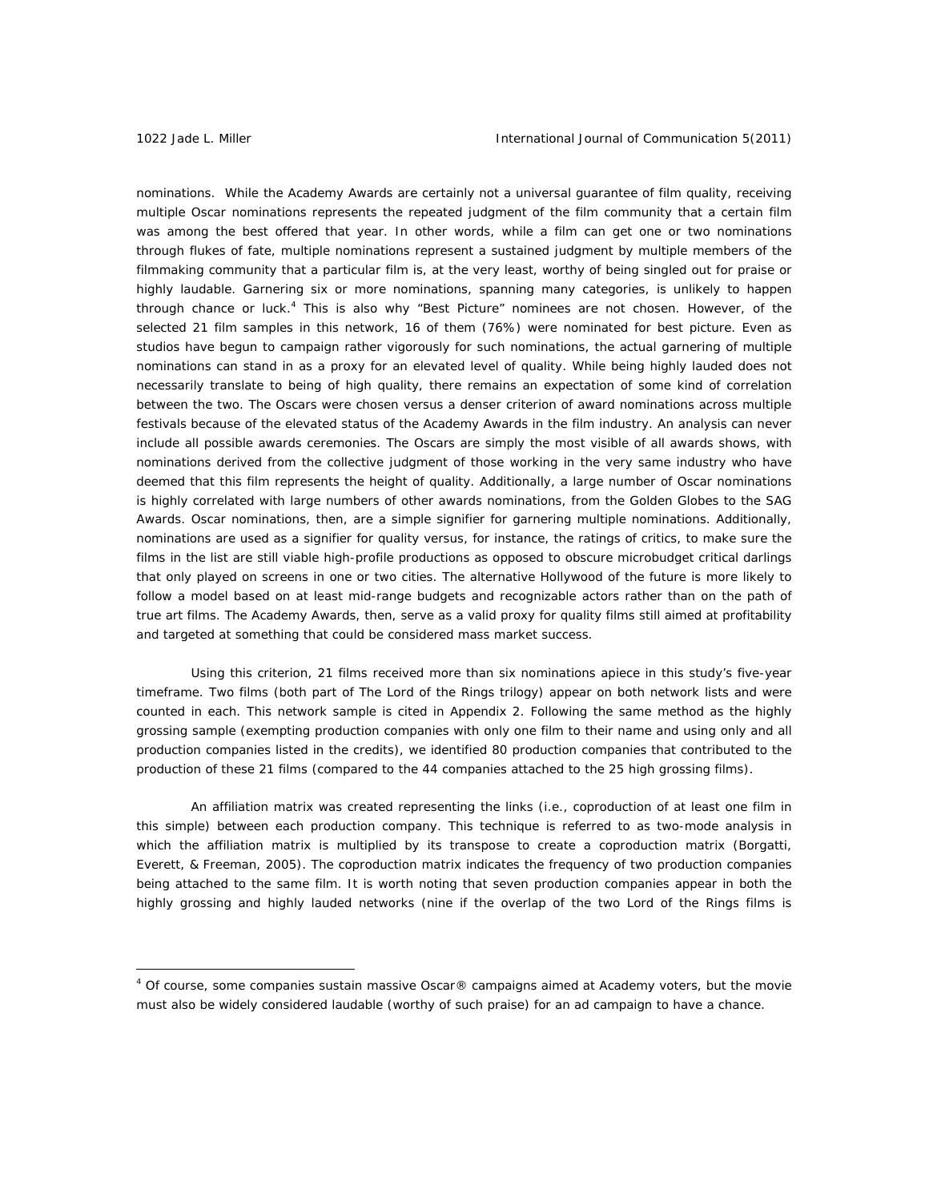nominations. While the Academy Awards are certainly not a universal guarantee of film quality, receiving multiple Oscar nominations represents the repeated judgment of the film community that a certain film was among the best offered that year. In other words, while a film can get one or two nominations through flukes of fate, multiple nominations represent a sustained judgment by multiple members of the filmmaking community that a particular film is, at the very least, worthy of being singled out for praise or highly laudable. Garnering six or more nominations, spanning many categories, is unlikely to happen through chance or luck.[4] This is also why "Best Picture" nominees are not chosen. However, of the selected 21 film samples in this network, 16 of them (76%) were nominated for best picture. Even as studios have begun to campaign rather vigorously for such nominations, the actual garnering of multiple nominations can stand in as a proxy for an elevated level of quality. While being highly lauded does not necessarily translate to being of high quality, there remains an expectation of some kind of correlation between the two. The Oscars were chosen versus a denser criterion of award nominations across multiple festivals because of the elevated status of the Academy Awards in the film industry. An analysis can never include all possible awards ceremonies. The Oscars are simply the most visible of all awards shows, with nominations derived from the collective judgment of those working in the very same industry who have deemed that this film represents the height of quality. Additionally, a large number of Oscar nominations is highly correlated with large numbers of other awards nominations, from the Golden Globes to the SAG Awards. Oscar nominations, then, are a simple signifier for garnering multiple nominations. Additionally, nominations are used as a signifier for quality versus, for instance, the ratings of critics, to make sure the films in the list are still viable high-profile productions as opposed to obscure microbudget critical darlings that only played on screens in one or two cities. The alternative Hollywood of the future is more likely to follow a model based on at least mid-range budgets and recognizable actors rather than on the path of true art films. The Academy Awards, then, serve as a valid proxy for quality films still aimed at profitability and targeted at something that could be considered mass market success.

Using this criterion, 21 films received more than six nominations apiece in this study's five-year timeframe. Two films (both part of The Lord of the Rings trilogy) appear on both network lists and were counted in each. This network sample is cited in Appendix 2. Following the same method as the highly grossing sample (exempting production companies with only one film to their name and using only and all production companies listed in the credits), we identified 80 production companies that contributed to the production of these 21 films (compared to the 44 companies attached to the 25 high grossing films).

An affiliation matrix was created representing the links (i.e., coproduction of at least one film in this simple) between each production company. This technique is referred to as two-mode analysis in which the affiliation matrix is multiplied by its transpose to create a coproduction matrix (Borgatti, Everett, & Freeman, 2005). The coproduction matrix indicates the frequency of two production companies being attached to the same film. It is worth noting that seven production companies appear in both the highly grossing and highly lauded networks (nine if the overlap of the two Lord of the Rings films is

[4] Of course, some companies sustain massive Oscar® campaigns aimed at Academy voters, but the movie must also be widely considered laudable (worthy of such praise) for an ad campaign to have a chance.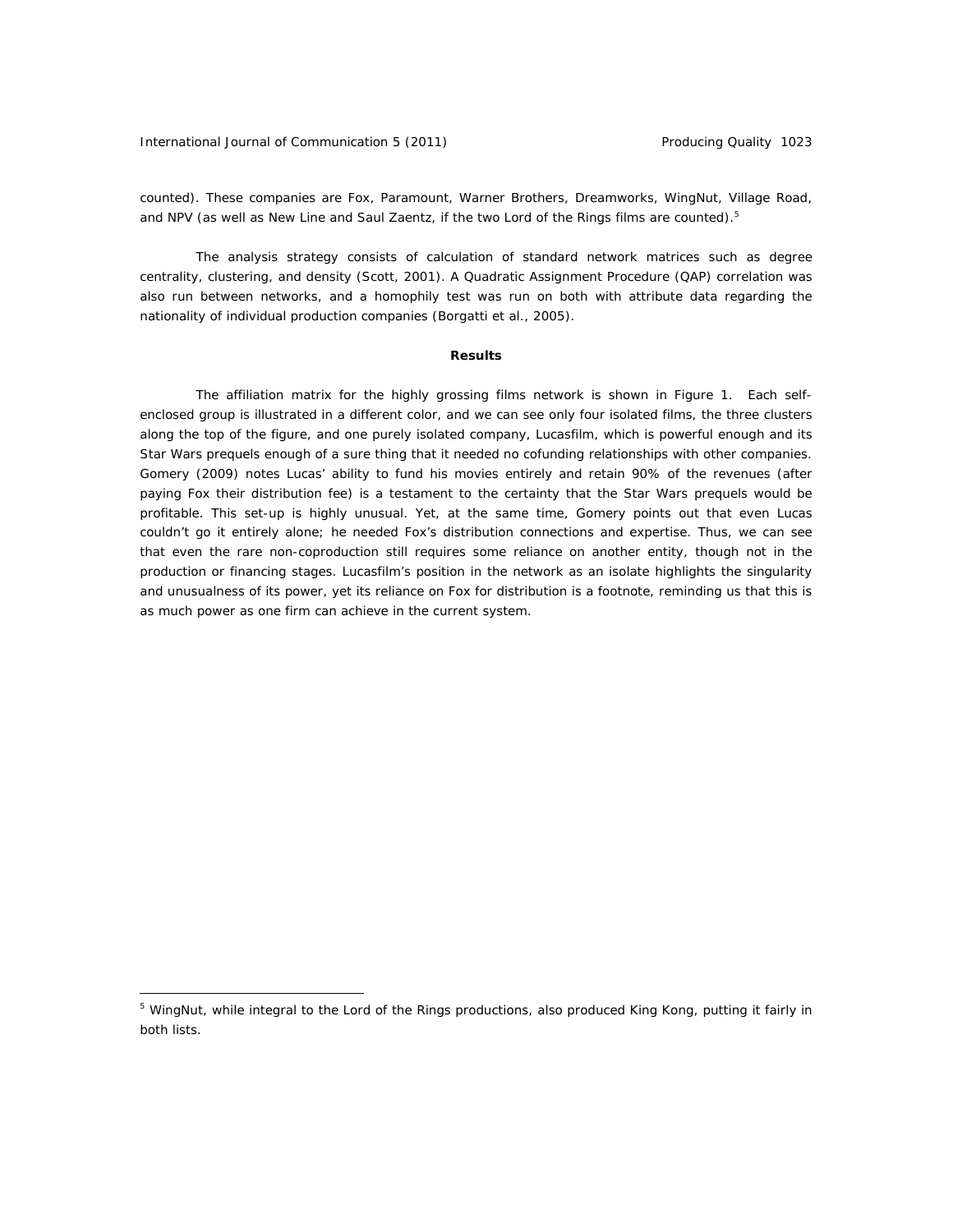counted). These companies are Fox, Paramount, Warner Brothers, Dreamworks, WingNut, Village Road, and NPV (as well as New Line and Saul Zaentz, if the two Lord of the Rings films are counted).[5]

The analysis strategy consists of calculation of standard network matrices such as degree centrality, clustering, and density (Scott, 2001). A Quadratic Assignment Procedure (QAP) correlation was also run between networks, and a homophily test was run on both with attribute data regarding the nationality of individual production companies (Borgatti et al., 2005).

## Results

The affiliation matrix for the highly grossing films network is shown in Figure 1. Each self-enclosed group is illustrated in a different color, and we can see only four isolated films, the three clusters along the top of the figure, and one purely isolated company, Lucasfilm, which is powerful enough and its Star Wars prequels enough of a sure thing that it needed no cofunding relationships with other companies. Gomery (2009) notes Lucas' ability to fund his movies entirely and retain 90% of the revenues (after paying Fox their distribution fee) is a testament to the certainty that the Star Wars prequels would be profitable. This set-up is highly unusual. Yet, at the same time, Gomery points out that even Lucas couldn't go it entirely alone; he needed Fox's distribution connections and expertise. Thus, we can see that even the rare non-coproduction still requires some reliance on another entity, though not in the production or financing stages. Lucasfilm's position in the network as an isolate highlights the singularity and unusualness of its power, yet its reliance on Fox for distribution is a footnote, reminding us that this is as much power as one firm can achieve in the current system.

[5] WingNut, while integral to the Lord of the Rings productions, also produced King Kong, putting it fairly in both lists.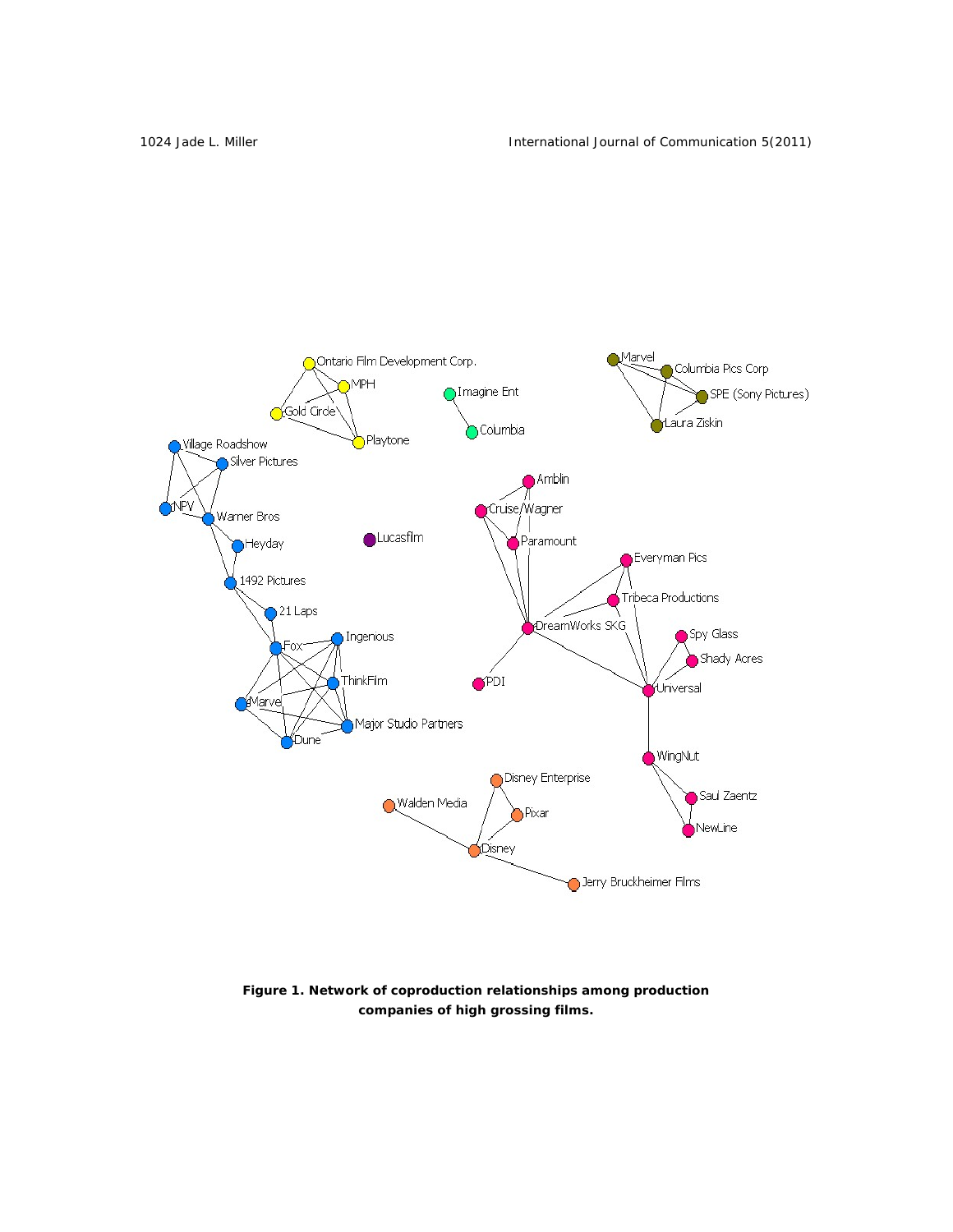**Figure 1. Network of coproduction relationships among production companies of high grossing films.**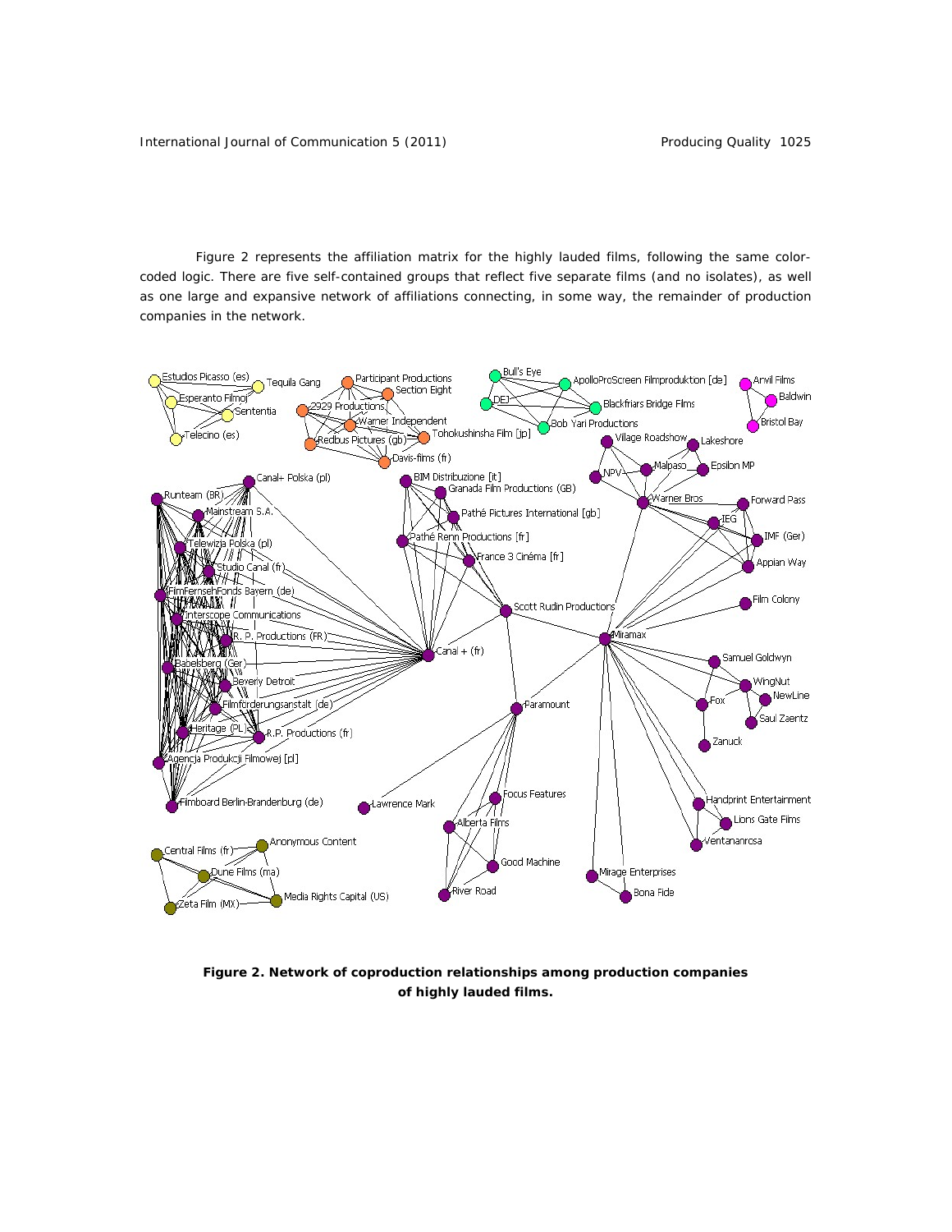Figure 2 represents the affiliation matrix for the highly lauded films, following the same color-coded logic. There are five self-contained groups that reflect five separate films (and no isolates), as well as one large and expansive network of affiliations connecting, in some way, the remainder of production companies in the network.

**Figure 2. Network of coproduction relationships among production companies of highly lauded films.**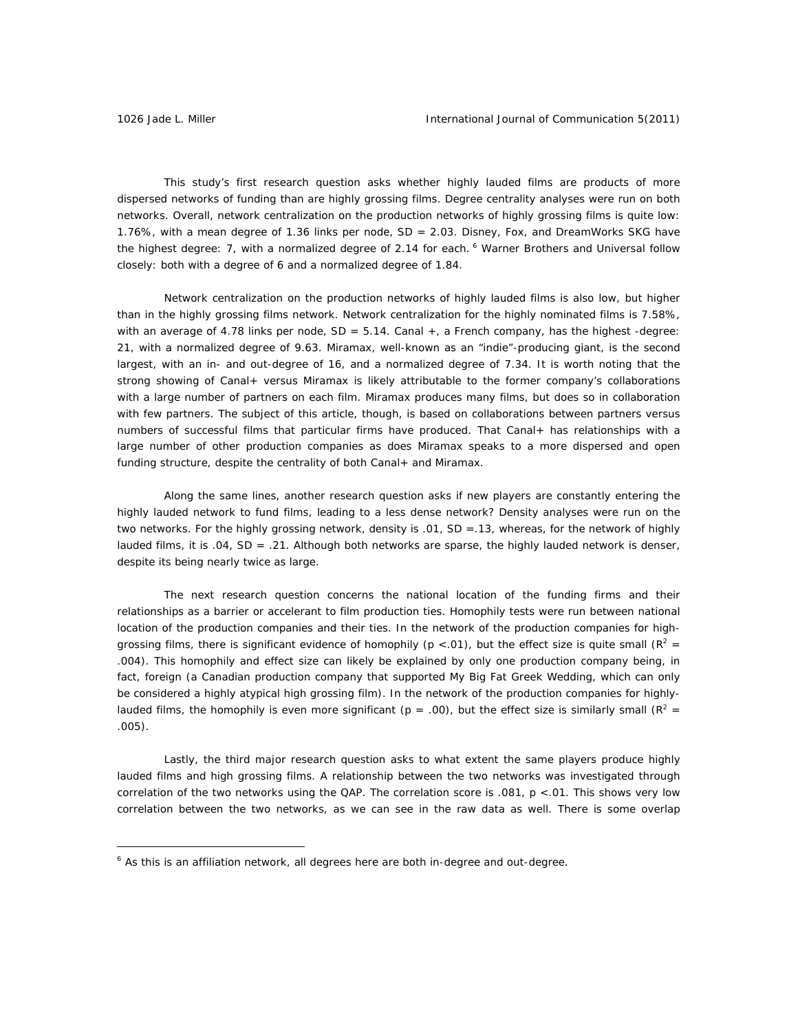This study's first research question asks whether highly lauded films are products of more dispersed networks of funding than are highly grossing films. Degree centrality analyses were run on both networks. Overall, network centralization on the production networks of highly grossing films is quite low: 1.76%, with a mean degree of 1.36 links per node, SD = 2.03. Disney, Fox, and DreamWorks SKG have the highest degree: 7, with a normalized degree of 2.14 for each.[6] Warner Brothers and Universal follow closely: both with a degree of 6 and a normalized degree of 1.84.

Network centralization on the production networks of highly lauded films is also low, but higher than in the highly grossing films network. Network centralization for the highly nominated films is 7.58%, with an average of 4.78 links per node, SD = 5.14. Canal +, a French company, has the highest -degree: 21, with a normalized degree of 9.63. Miramax, well-known as an "indie"-producing giant, is the second largest, with an in- and out-degree of 16, and a normalized degree of 7.34. It is worth noting that the strong showing of Canal+ versus Miramax is likely attributable to the former company's collaborations with a large number of partners on each film. Miramax produces many films, but does so in collaboration with few partners. The subject of this article, though, is based on collaborations between partners versus numbers of successful films that particular firms have produced. That Canal+ has relationships with a large number of other production companies as does Miramax speaks to a more dispersed and open funding structure, despite the centrality of both Canal+ and Miramax.

Along the same lines, another research question asks if new players are constantly entering the highly lauded network to fund films, leading to a less dense network? Density analyses were run on the two networks. For the highly grossing network, density is .01, SD =.13, whereas, for the network of highly lauded films, it is .04, SD = .21. Although both networks are sparse, the highly lauded network is denser, despite its being nearly twice as large.

The next research question concerns the national location of the funding firms and their relationships as a barrier or accelerant to film production ties. Homophily tests were run between national location of the production companies and their ties. In the network of the production companies for high-grossing films, there is significant evidence of homophily ($p < .01$), but the effect size is quite small ($R^2$ = .004). This homophily and effect size can likely be explained by only one production company being, in fact, foreign (a Canadian production company that supported *My Big Fat Greek Wedding*, which can only be considered a highly atypical high grossing film). In the network of the production companies for highly-lauded films, the homophily is even more significant ($p = .00$), but the effect size is similarly small ($R^2$ = .005).

Lastly, the third major research question asks to what extent the same players produce highly lauded films and high grossing films. A relationship between the two networks was investigated through correlation of the two networks using the QAP. The correlation score is .081, $p < .01$. This shows very low correlation between the two networks, as we can see in the raw data as well. There is some overlap

---

[6] As this is an affiliation network, all degrees here are both in-degree and out-degree.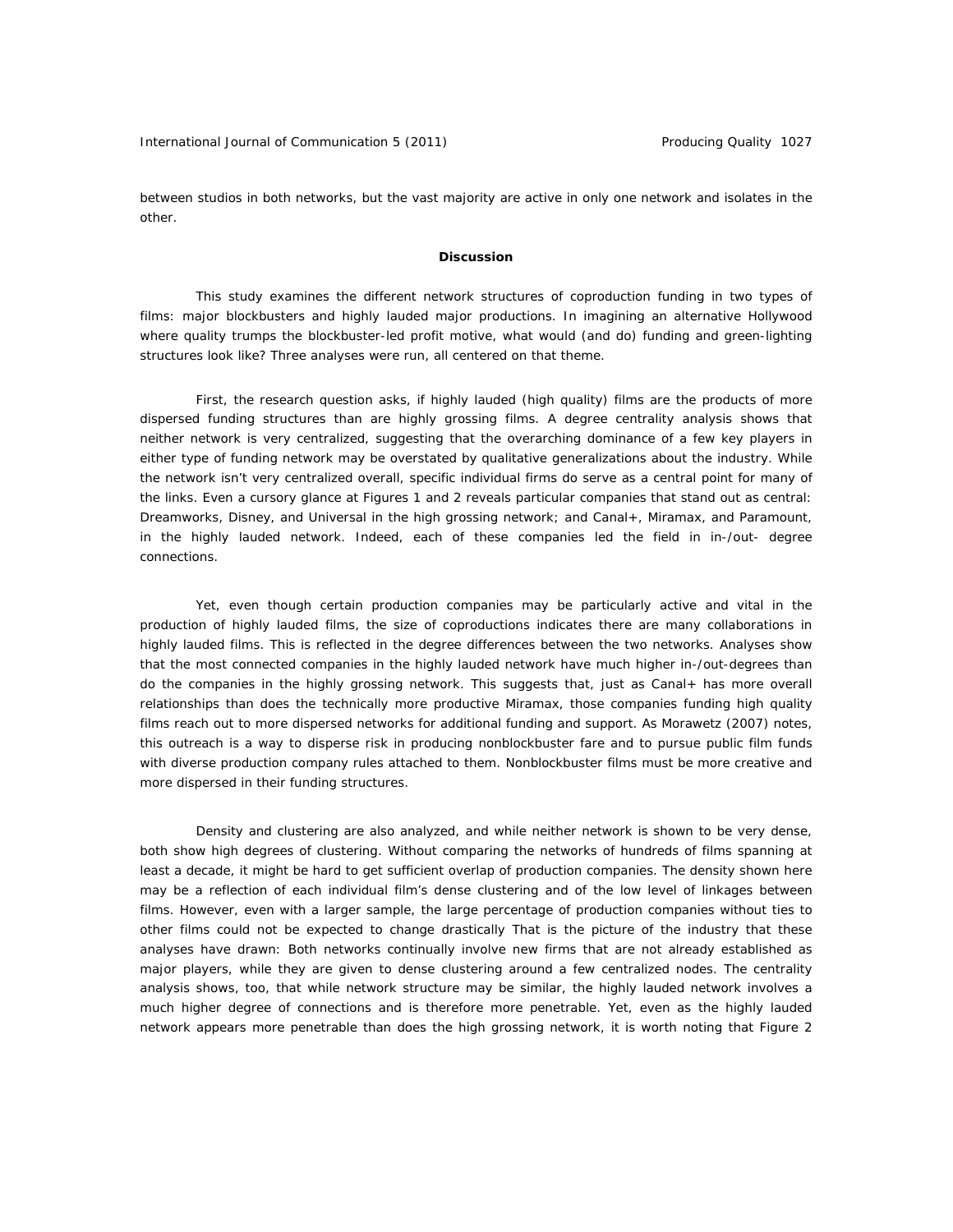between studios in both networks, but the vast majority are active in only one network and isolates in the other.

## Discussion

This study examines the different network structures of coproduction funding in two types of films: major blockbusters and highly lauded major productions. In imagining an alternative Hollywood where quality trumps the blockbuster-led profit motive, what would (and do) funding and green-lighting structures look like? Three analyses were run, all centered on that theme.

First, the research question asks, if highly lauded (high quality) films are the products of more dispersed funding structures than are highly grossing films. A degree centrality analysis shows that neither network is very centralized, suggesting that the overarching dominance of a few key players in either type of funding network may be overstated by qualitative generalizations about the industry. While the network isn't very centralized overall, specific individual firms do serve as a central point for many of the links. Even a cursory glance at Figures 1 and 2 reveals particular companies that stand out as central: Dreamworks, Disney, and Universal in the high grossing network; and Canal+, Miramax, and Paramount, in the highly lauded network. Indeed, each of these companies led the field in in-/out- degree connections.

Yet, even though certain production companies may be particularly active and vital in the production of highly lauded films, the size of coproductions indicates there are many collaborations in highly lauded films. This is reflected in the degree differences between the two networks. Analyses show that the most connected companies in the highly lauded network have much higher in-/out-degrees than do the companies in the highly grossing network. This suggests that, just as Canal+ has more overall relationships than does the technically more productive Miramax, those companies funding high quality films reach out to more dispersed networks for additional funding and support. As Morawetz (2007) notes, this outreach is a way to disperse risk in producing nonblockbuster fare and to pursue public film funds with diverse production company rules attached to them. Nonblockbuster films must be more creative and more dispersed in their funding structures.

Density and clustering are also analyzed, and while neither network is shown to be very dense, both show high degrees of clustering. Without comparing the networks of hundreds of films spanning at least a decade, it might be hard to get sufficient overlap of production companies. The density shown here may be a reflection of each individual film's dense clustering and of the low level of linkages between films. However, even with a larger sample, the large percentage of production companies without ties to other films could not be expected to change drastically That is the picture of the industry that these analyses have drawn: Both networks continually involve new firms that are not already established as major players, while they are given to dense clustering around a few centralized nodes. The centrality analysis shows, too, that while network structure may be similar, the highly lauded network involves a much higher degree of connections and is therefore more penetrable. Yet, even as the highly lauded network appears more penetrable than does the high grossing network, it is worth noting that Figure 2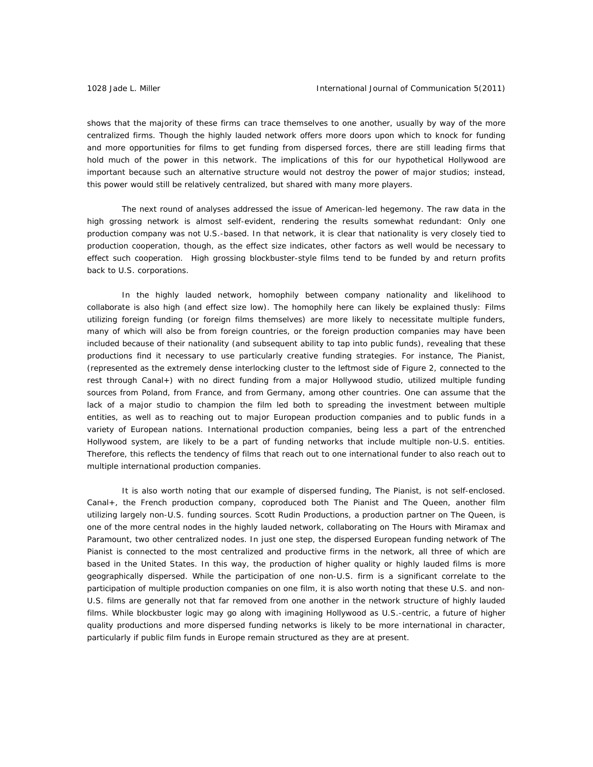shows that the majority of these firms can trace themselves to one another, usually by way of the more centralized firms. Though the highly lauded network offers more doors upon which to knock for funding and more opportunities for films to get funding from dispersed forces, there are still leading firms that hold much of the power in this network. The implications of this for our hypothetical Hollywood are important because such an alternative structure would not destroy the power of major studios; instead, this power would still be relatively centralized, but shared with many more players.

The next round of analyses addressed the issue of American-led hegemony. The raw data in the high grossing network is almost self-evident, rendering the results somewhat redundant: Only one production company was not U.S.-based. In that network, it is clear that nationality is very closely tied to production cooperation, though, as the effect size indicates, other factors as well would be necessary to effect such cooperation. High grossing blockbuster-style films tend to be funded by and return profits back to U.S. corporations.

In the highly lauded network, homophily between company nationality and likelihood to collaborate is also high (and effect size low). The homophily here can likely be explained thusly: Films utilizing foreign funding (or foreign films themselves) are more likely to necessitate multiple funders, many of which will also be from foreign countries, or the foreign production companies may have been included because of their nationality (and subsequent ability to tap into public funds), revealing that these productions find it necessary to use particularly creative funding strategies. For instance, The Pianist, (represented as the extremely dense interlocking cluster to the leftmost side of Figure 2, connected to the rest through Canal+) with no direct funding from a major Hollywood studio, utilized multiple funding sources from Poland, from France, and from Germany, among other countries. One can assume that the lack of a major studio to champion the film led both to spreading the investment between multiple entities, as well as to reaching out to major European production companies and to public funds in a variety of European nations. International production companies, being less a part of the entrenched Hollywood system, are likely to be a part of funding networks that include multiple non-U.S. entities. Therefore, this reflects the tendency of films that reach out to one international funder to also reach out to multiple international production companies.

It is also worth noting that our example of dispersed funding, The Pianist, is not self-enclosed. Canal+, the French production company, coproduced both The Pianist and The Queen, another film utilizing largely non-U.S. funding sources. Scott Rudin Productions, a production partner on The Queen, is one of the more central nodes in the highly lauded network, collaborating on The Hours with Miramax and Paramount, two other centralized nodes. In just one step, the dispersed European funding network of The Pianist is connected to the most centralized and productive firms in the network, all three of which are based in the United States. In this way, the production of higher quality or highly lauded films is more geographically dispersed. While the participation of one non-U.S. firm is a significant correlate to the participation of multiple production companies on one film, it is also worth noting that these U.S. and non-U.S. films are generally not that far removed from one another in the network structure of highly lauded films. While blockbuster logic may go along with imagining Hollywood as U.S.-centric, a future of higher quality productions and more dispersed funding networks is likely to be more international in character, particularly if public film funds in Europe remain structured as they are at present.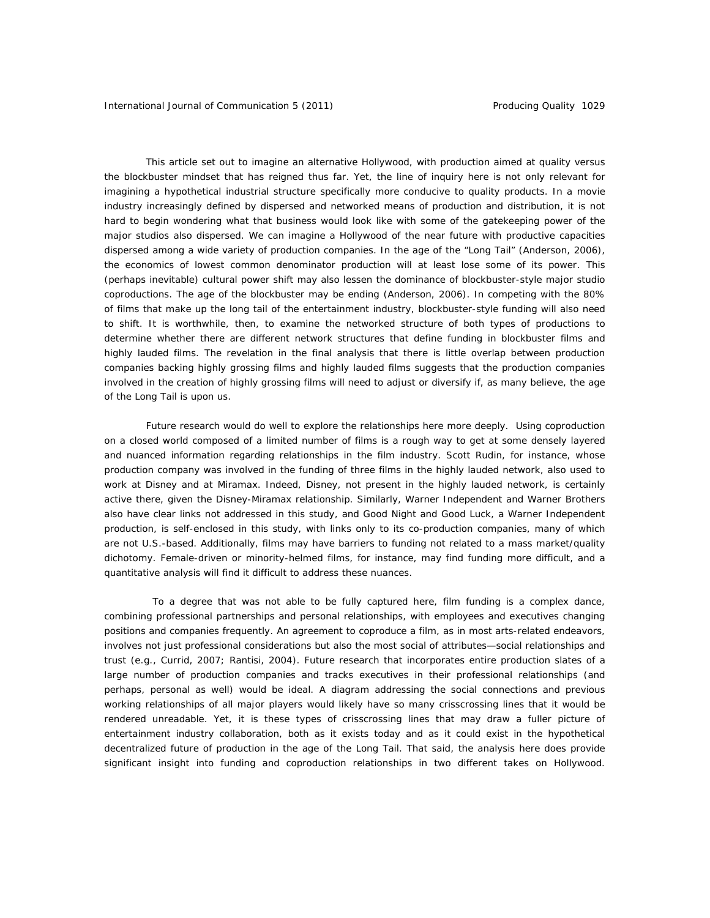This article set out to imagine an alternative Hollywood, with production aimed at quality versus the blockbuster mindset that has reigned thus far. Yet, the line of inquiry here is not only relevant for imagining a hypothetical industrial structure specifically more conducive to quality products. In a movie industry increasingly defined by dispersed and networked means of production and distribution, it is not hard to begin wondering what that business would look like with some of the gatekeeping power of the major studios also dispersed. We can imagine a Hollywood of the near future with productive capacities dispersed among a wide variety of production companies. In the age of the "Long Tail" (Anderson, 2006), the economics of lowest common denominator production will at least lose some of its power. This (perhaps inevitable) cultural power shift may also lessen the dominance of blockbuster-style major studio coproductions. The age of the blockbuster may be ending (Anderson, 2006). In competing with the 80% of films that make up the long tail of the entertainment industry, blockbuster-style funding will also need to shift. It is worthwhile, then, to examine the networked structure of both types of productions to determine whether there are different network structures that define funding in blockbuster films and highly lauded films. The revelation in the final analysis that there is little overlap between production companies backing highly grossing films and highly lauded films suggests that the production companies involved in the creation of highly grossing films will need to adjust or diversify if, as many believe, the age of the Long Tail is upon us.

Future research would do well to explore the relationships here more deeply. Using coproduction on a closed world composed of a limited number of films is a rough way to get at some densely layered and nuanced information regarding relationships in the film industry. Scott Rudin, for instance, whose production company was involved in the funding of three films in the highly lauded network, also used to work at Disney and at Miramax. Indeed, Disney, not present in the highly lauded network, is certainly active there, given the Disney-Miramax relationship. Similarly, Warner Independent and Warner Brothers also have clear links not addressed in this study, and Good Night and Good Luck, a Warner Independent production, is self-enclosed in this study, with links only to its co-production companies, many of which are not U.S.-based. Additionally, films may have barriers to funding not related to a mass market/quality dichotomy. Female-driven or minority-helmed films, for instance, may find funding more difficult, and a quantitative analysis will find it difficult to address these nuances.

To a degree that was not able to be fully captured here, film funding is a complex dance, combining professional partnerships and personal relationships, with employees and executives changing positions and companies frequently. An agreement to coproduce a film, as in most arts-related endeavors, involves not just professional considerations but also the most social of attributes—social relationships and trust (e.g., Currid, 2007; Rantisi, 2004). Future research that incorporates entire production slates of a large number of production companies and tracks executives in their professional relationships (and perhaps, personal as well) would be ideal. A diagram addressing the social connections and previous working relationships of all major players would likely have so many crisscrossing lines that it would be rendered unreadable. Yet, it is these types of crisscrossing lines that may draw a fuller picture of entertainment industry collaboration, both as it exists today and as it could exist in the hypothetical decentralized future of production in the age of the Long Tail. That said, the analysis here does provide significant insight into funding and coproduction relationships in two different takes on Hollywood.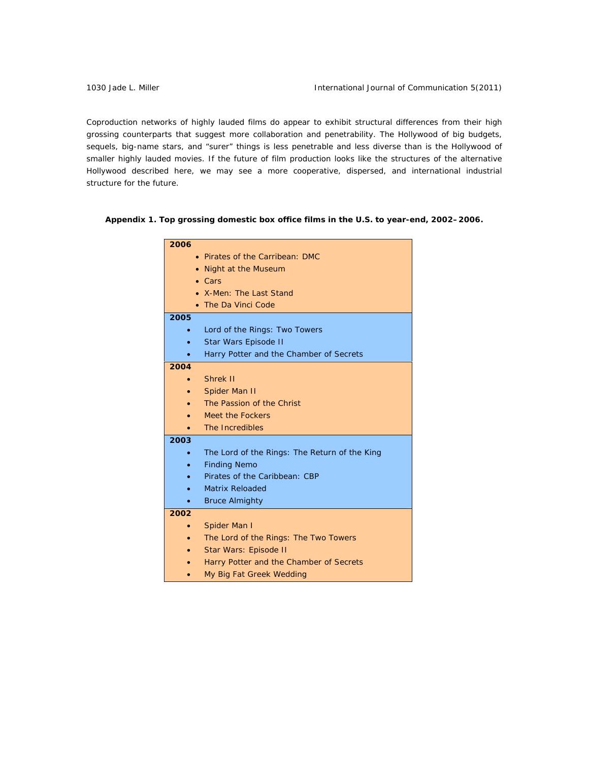Coproduction networks of highly lauded films do appear to exhibit structural differences from their high grossing counterparts that suggest more collaboration and penetrability. The Hollywood of big budgets, sequels, big-name stars, and "surer" things is less penetrable and less diverse than is the Hollywood of smaller highly lauded movies. If the future of film production looks like the structures of the alternative Hollywood described here, we may see a more cooperative, dispersed, and international industrial structure for the future.

**Appendix 1. Top grossing domestic box office films in the U.S. to year-end, 2002–2006.**

**2006**
- Pirates of the Carribean: DMC
- Night at the Museum
- Cars
- X-Men: The Last Stand
- The Da Vinci Code

**2005**
- Lord of the Rings: Two Towers
- Star Wars Episode II
- Harry Potter and the Chamber of Secrets

**2004**
- Shrek II
- Spider Man II
- The Passion of the Christ
- Meet the Fockers
- The Incredibles

**2003**
- The Lord of the Rings: The Return of the King
- Finding Nemo
- Pirates of the Caribbean: CBP
- Matrix Reloaded
- Bruce Almighty

**2002**
- Spider Man I
- The Lord of the Rings: The Two Towers
- Star Wars: Episode II
- Harry Potter and the Chamber of Secrets
- My Big Fat Greek Wedding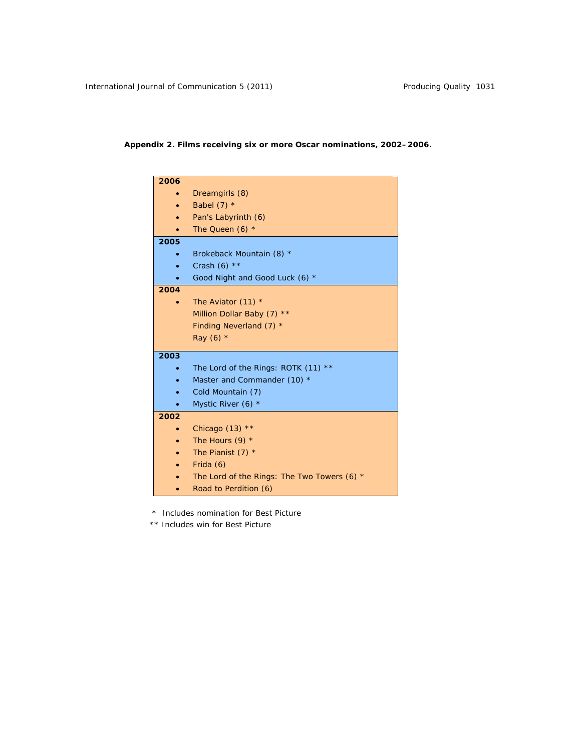**Appendix 2. Films receiving six or more Oscar nominations, 2002–2006.**

**2006**

- Dreamgirls (8)
- Babel (7) *
- Pan's Labyrinth (6)
- The Queen (6) *

**2005**

- Brokeback Mountain (8) *
- Crash (6) **
- Good Night and Good Luck (6) *

**2004**

- The Aviator (11) *
- Million Dollar Baby (7) **
- Finding Neverland (7) *
- Ray (6) *

**2003**

- The Lord of the Rings: ROTK (11) **
- Master and Commander (10) *
- Cold Mountain (7)
- Mystic River (6) *

**2002**

- Chicago (13) **
- The Hours (9) *
- The Pianist (7) *
- Frida (6)
- The Lord of the Rings: The Two Towers (6) *
- Road to Perdition (6)

\* Includes nomination for Best Picture

** Includes win for Best Picture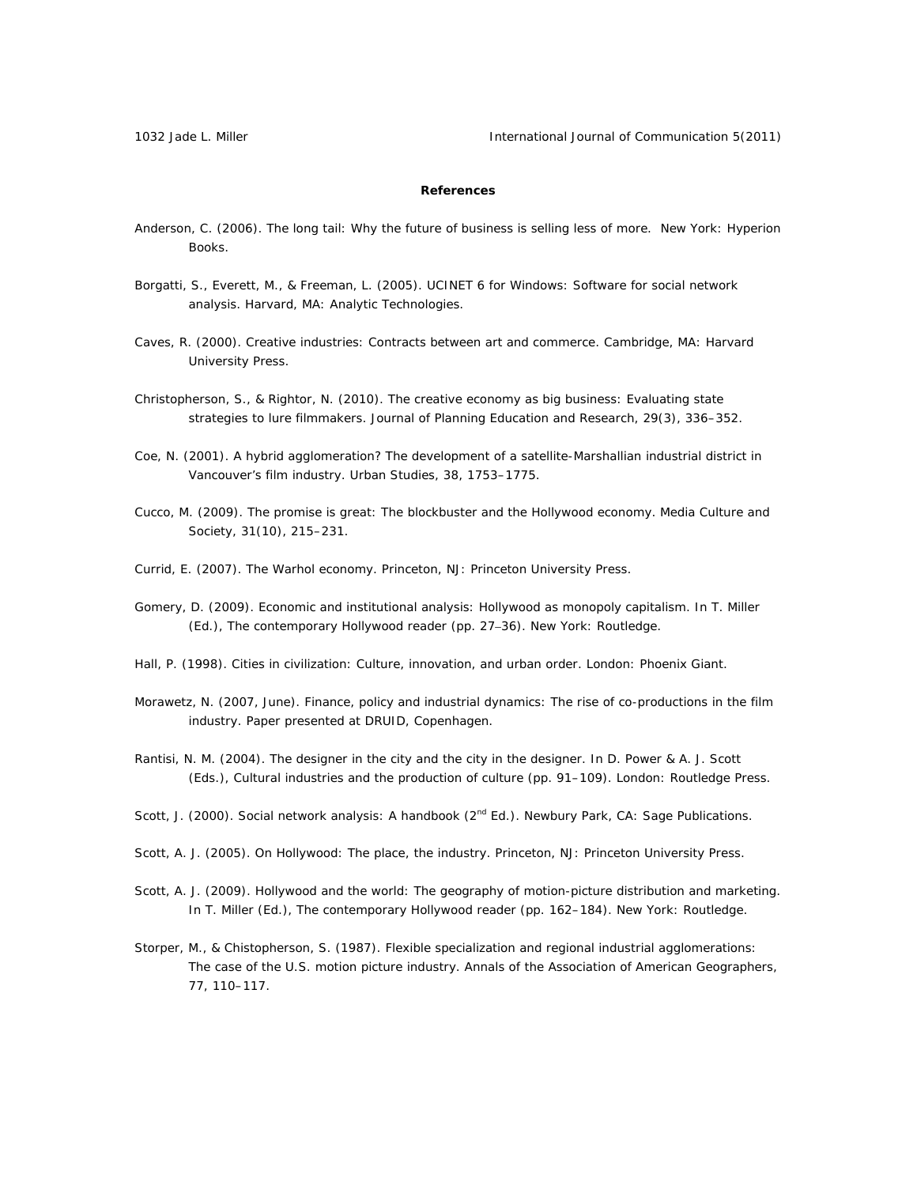**References**

Anderson, C. (2006). The long tail: Why the future of business is selling less of more. New York: Hyperion Books.

Borgatti, S., Everett, M., & Freeman, L. (2005). UCINET 6 for Windows: Software for social network analysis. Harvard, MA: Analytic Technologies.

Caves, R. (2000). Creative industries: Contracts between art and commerce. Cambridge, MA: Harvard University Press.

Christopherson, S., & Rightor, N. (2010). The creative economy as big business: Evaluating state strategies to lure filmmakers. Journal of Planning Education and Research, 29(3), 336–352.

Coe, N. (2001). A hybrid agglomeration? The development of a satellite-Marshallian industrial district in Vancouver's film industry. Urban Studies, 38, 1753–1775.

Cucco, M. (2009). The promise is great: The blockbuster and the Hollywood economy. Media Culture and Society, 31(10), 215–231.

Currid, E. (2007). The Warhol economy. Princeton, NJ: Princeton University Press.

Gomery, D. (2009). Economic and institutional analysis: Hollywood as monopoly capitalism. In T. Miller (Ed.), The contemporary Hollywood reader (pp. 27–36). New York: Routledge.

Hall, P. (1998). Cities in civilization: Culture, innovation, and urban order. London: Phoenix Giant.

Morawetz, N. (2007, June). Finance, policy and industrial dynamics: The rise of co-productions in the film industry. Paper presented at DRUID, Copenhagen.

Rantisi, N. M. (2004). The designer in the city and the city in the designer. In D. Power & A. J. Scott (Eds.), Cultural industries and the production of culture (pp. 91–109). London: Routledge Press.

Scott, J. (2000). Social network analysis: A handbook (2nd Ed.). Newbury Park, CA: Sage Publications.

Scott, A. J. (2005). On Hollywood: The place, the industry. Princeton, NJ: Princeton University Press.

Scott, A. J. (2009). Hollywood and the world: The geography of motion-picture distribution and marketing. In T. Miller (Ed.), The contemporary Hollywood reader (pp. 162–184). New York: Routledge.

Storper, M., & Chistopherson, S. (1987). Flexible specialization and regional industrial agglomerations: The case of the U.S. motion picture industry. Annals of the Association of American Geographers, 77, 110–117.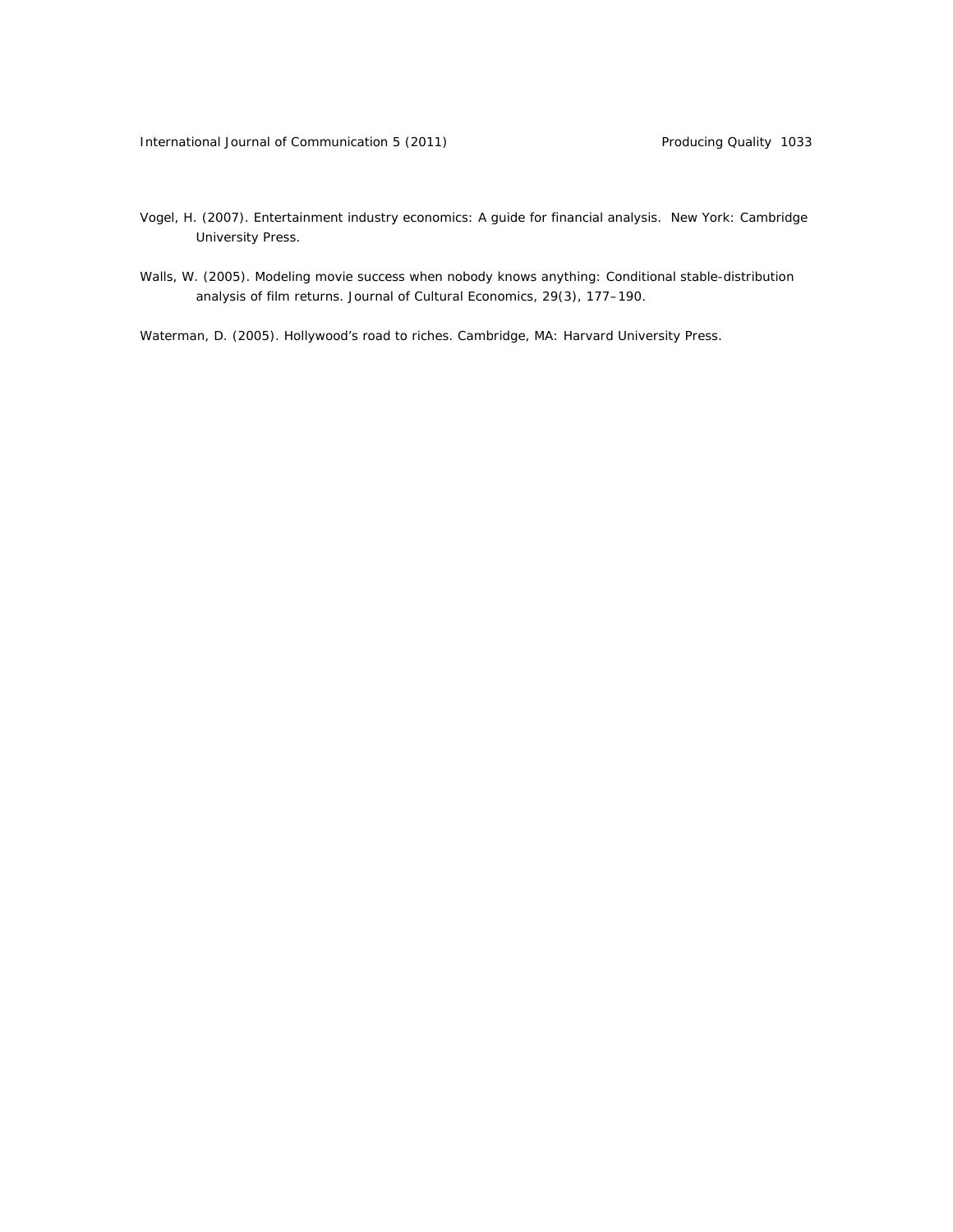Vogel, H. (2007). Entertainment industry economics: A guide for financial analysis. New York: Cambridge University Press.

Walls, W. (2005). Modeling movie success when nobody knows anything: Conditional stable-distribution analysis of film returns. Journal of Cultural Economics, 29(3), 177–190.

Waterman, D. (2005). Hollywood's road to riches. Cambridge, MA: Harvard University Press.